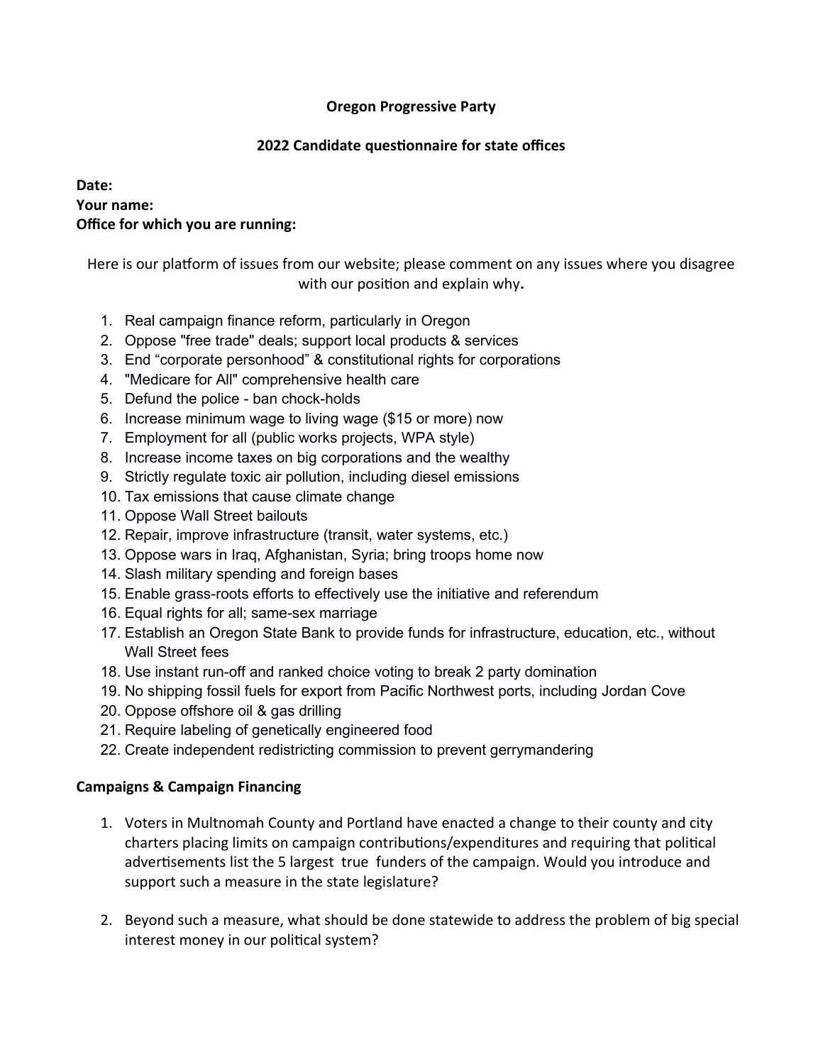**Oregon Progressive Party**

**2022 Candidate questionnaire for state offices**

**Date:**
**Your name:**
**Office for which you are running:**

Here is our platform of issues from our website; please comment on any issues where you disagree with our position and explain why**.**

1. Real campaign finance reform, particularly in Oregon
2. Oppose "free trade" deals; support local products & services
3. End “corporate personhood” & constitutional rights for corporations
4. "Medicare for All" comprehensive health care
5. Defund the police - ban chock-holds
6. Increase minimum wage to living wage ($15 or more) now
7. Employment for all (public works projects, WPA style)
8. Increase income taxes on big corporations and the wealthy
9. Strictly regulate toxic air pollution, including diesel emissions
10. Tax emissions that cause climate change
11. Oppose Wall Street bailouts
12. Repair, improve infrastructure (transit, water systems, etc.)
13. Oppose wars in Iraq, Afghanistan, Syria; bring troops home now
14. Slash military spending and foreign bases
15. Enable grass-roots efforts to effectively use the initiative and referendum
16. Equal rights for all; same-sex marriage
17. Establish an Oregon State Bank to provide funds for infrastructure, education, etc., without Wall Street fees
18. Use instant run-off and ranked choice voting to break 2 party domination
19. No shipping fossil fuels for export from Pacific Northwest ports, including Jordan Cove
20. Oppose offshore oil & gas drilling
21. Require labeling of genetically engineered food
22. Create independent redistricting commission to prevent gerrymandering

**Campaigns & Campaign Financing**

1. Voters in Multnomah County and Portland have enacted a change to their county and city charters placing limits on campaign contributions/expenditures and requiring that political advertisements list the 5 largest true funders of the campaign. Would you introduce and support such a measure in the state legislature?

2. Beyond such a measure, what should be done statewide to address the problem of big special interest money in our political system?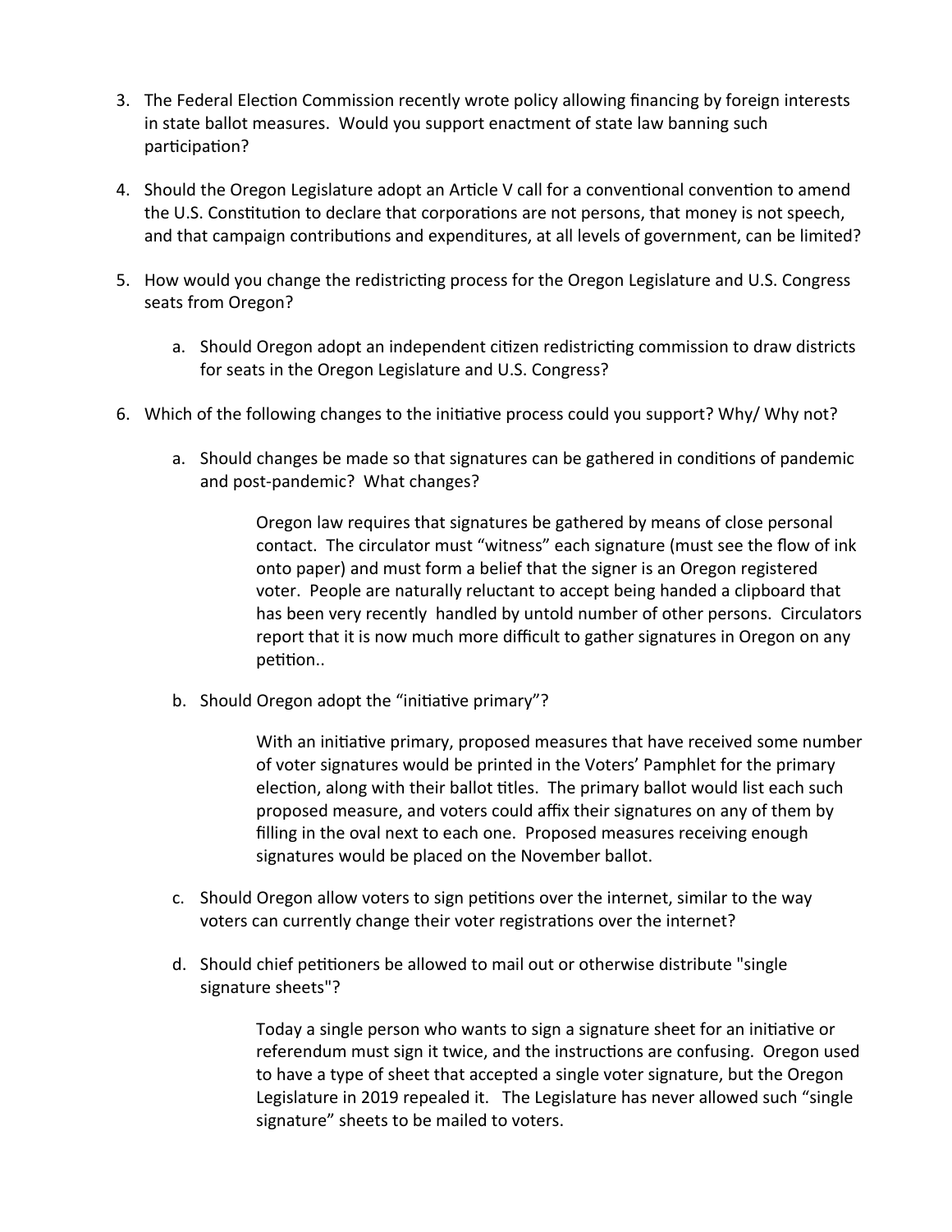3. The Federal Election Commission recently wrote policy allowing financing by foreign interests in state ballot measures. Would you support enactment of state law banning such participation?

4. Should the Oregon Legislature adopt an Article V call for a conventional convention to amend the U.S. Constitution to declare that corporations are not persons, that money is not speech, and that campaign contributions and expenditures, at all levels of government, can be limited?

5. How would you change the redistricting process for the Oregon Legislature and U.S. Congress seats from Oregon?

   a. Should Oregon adopt an independent citizen redistricting commission to draw districts for seats in the Oregon Legislature and U.S. Congress?

6. Which of the following changes to the initiative process could you support? Why/ Why not?

   a. Should changes be made so that signatures can be gathered in conditions of pandemic and post-pandemic? What changes?

      Oregon law requires that signatures be gathered by means of close personal contact. The circulator must "witness" each signature (must see the flow of ink onto paper) and must form a belief that the signer is an Oregon registered voter. People are naturally reluctant to accept being handed a clipboard that has been very recently handled by untold number of other persons. Circulators report that it is now much more difficult to gather signatures in Oregon on any petition..

   b. Should Oregon adopt the "initiative primary"?

      With an initiative primary, proposed measures that have received some number of voter signatures would be printed in the Voters' Pamphlet for the primary election, along with their ballot titles. The primary ballot would list each such proposed measure, and voters could affix their signatures on any of them by filling in the oval next to each one. Proposed measures receiving enough signatures would be placed on the November ballot.

   c. Should Oregon allow voters to sign petitions over the internet, similar to the way voters can currently change their voter registrations over the internet?

   d. Should chief petitioners be allowed to mail out or otherwise distribute "single signature sheets"?

      Today a single person who wants to sign a signature sheet for an initiative or referendum must sign it twice, and the instructions are confusing. Oregon used to have a type of sheet that accepted a single voter signature, but the Oregon Legislature in 2019 repealed it. The Legislature has never allowed such "single signature" sheets to be mailed to voters.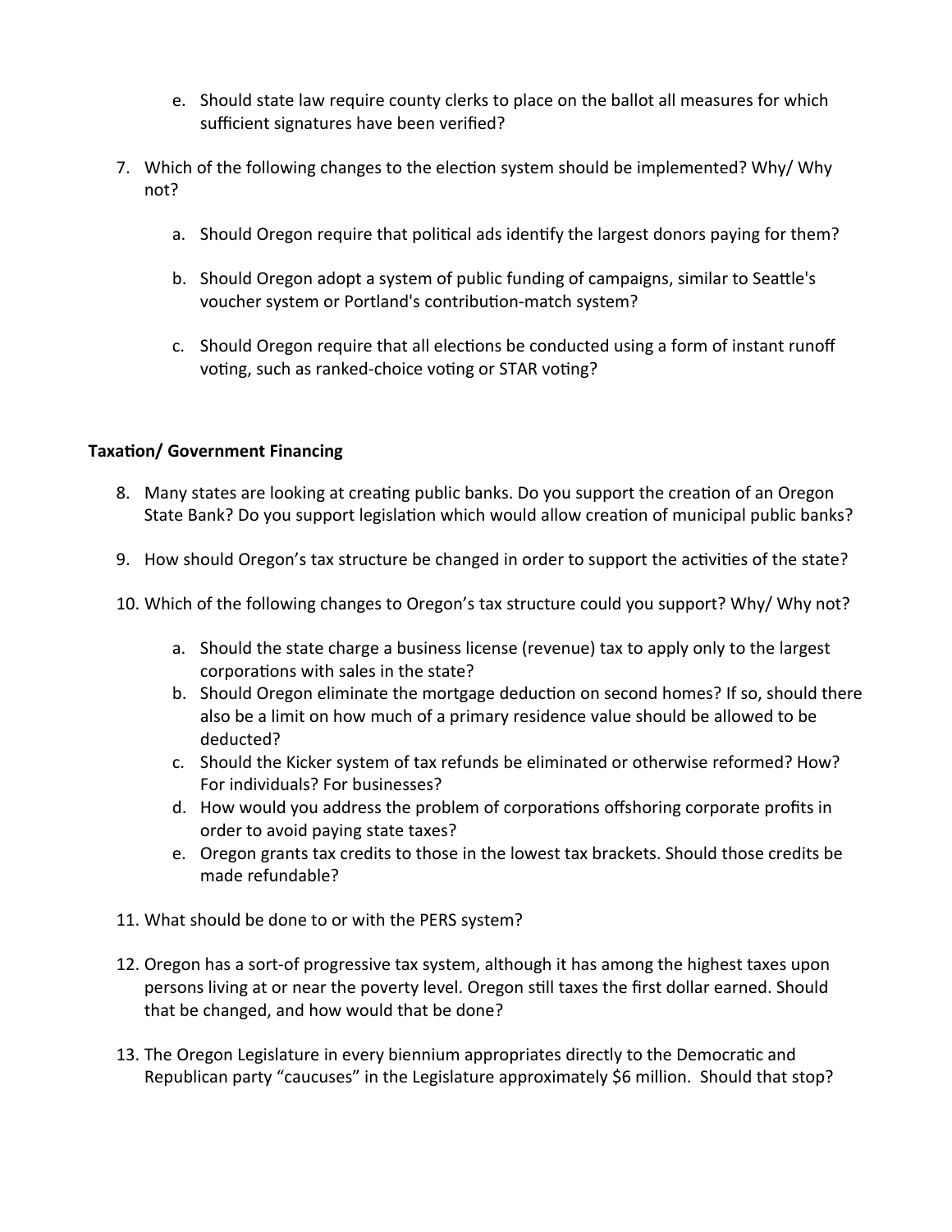e. Should state law require county clerks to place on the ballot all measures for which sufficient signatures have been verified?

7. Which of the following changes to the election system should be implemented? Why/ Why not?

   a. Should Oregon require that political ads identify the largest donors paying for them?

   b. Should Oregon adopt a system of public funding of campaigns, similar to Seattle's voucher system or Portland's contribution-match system?

   c. Should Oregon require that all elections be conducted using a form of instant runoff voting, such as ranked-choice voting or STAR voting?

**Taxation/ Government Financing**

8. Many states are looking at creating public banks. Do you support the creation of an Oregon State Bank? Do you support legislation which would allow creation of municipal public banks?

9. How should Oregon's tax structure be changed in order to support the activities of the state?

10. Which of the following changes to Oregon's tax structure could you support? Why/ Why not?

    a. Should the state charge a business license (revenue) tax to apply only to the largest corporations with sales in the state?
    b. Should Oregon eliminate the mortgage deduction on second homes? If so, should there also be a limit on how much of a primary residence value should be allowed to be deducted?
    c. Should the Kicker system of tax refunds be eliminated or otherwise reformed? How? For individuals? For businesses?
    d. How would you address the problem of corporations offshoring corporate profits in order to avoid paying state taxes?
    e. Oregon grants tax credits to those in the lowest tax brackets. Should those credits be made refundable?

11. What should be done to or with the PERS system?

12. Oregon has a sort-of progressive tax system, although it has among the highest taxes upon persons living at or near the poverty level. Oregon still taxes the first dollar earned. Should that be changed, and how would that be done?

13. The Oregon Legislature in every biennium appropriates directly to the Democratic and Republican party "caucuses" in the Legislature approximately $6 million. Should that stop?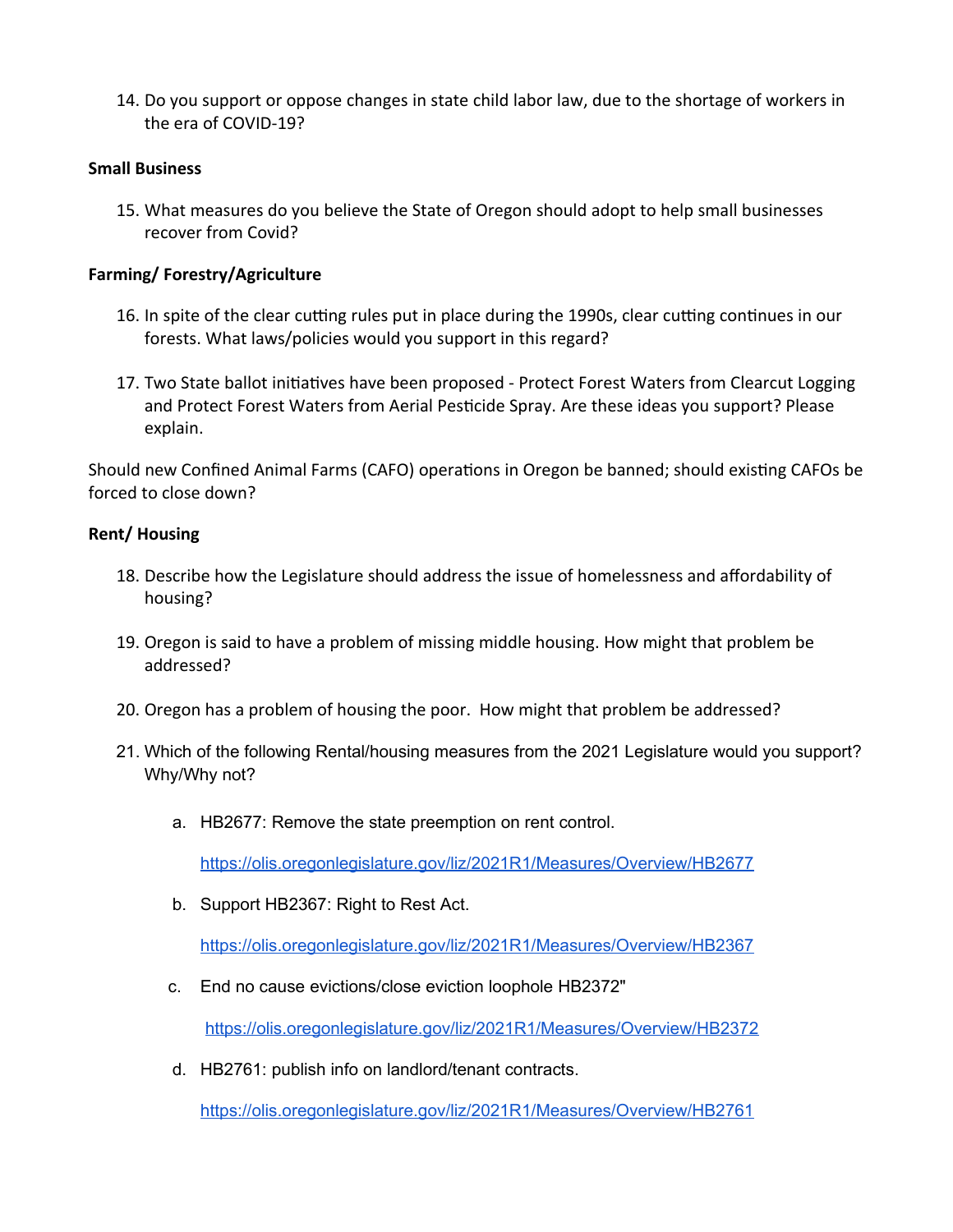14. Do you support or oppose changes in state child labor law, due to the shortage of workers in the era of COVID-19?

**Small Business**

15. What measures do you believe the State of Oregon should adopt to help small businesses recover from Covid?

**Farming/ Forestry/Agriculture**

16. In spite of the clear cutting rules put in place during the 1990s, clear cutting continues in our forests. What laws/policies would you support in this regard?

17. Two State ballot initiatives have been proposed - Protect Forest Waters from Clearcut Logging and Protect Forest Waters from Aerial Pesticide Spray. Are these ideas you support? Please explain.

Should new Confined Animal Farms (CAFO) operations in Oregon be banned; should existing CAFOs be forced to close down?

**Rent/ Housing**

18. Describe how the Legislature should address the issue of homelessness and affordability of housing?

19. Oregon is said to have a problem of missing middle housing. How might that problem be addressed?

20. Oregon has a problem of housing the poor. How might that problem be addressed?

21. Which of the following Rental/housing measures from the 2021 Legislature would you support? Why/Why not?

    a. HB2677: Remove the state preemption on rent control.

       https://olis.oregonlegislature.gov/liz/2021R1/Measures/Overview/HB2677

    b. Support HB2367: Right to Rest Act.

       https://olis.oregonlegislature.gov/liz/2021R1/Measures/Overview/HB2367

    c. End no cause evictions/close eviction loophole HB2372"

       https://olis.oregonlegislature.gov/liz/2021R1/Measures/Overview/HB2372

    d. HB2761: publish info on landlord/tenant contracts.

       https://olis.oregonlegislature.gov/liz/2021R1/Measures/Overview/HB2761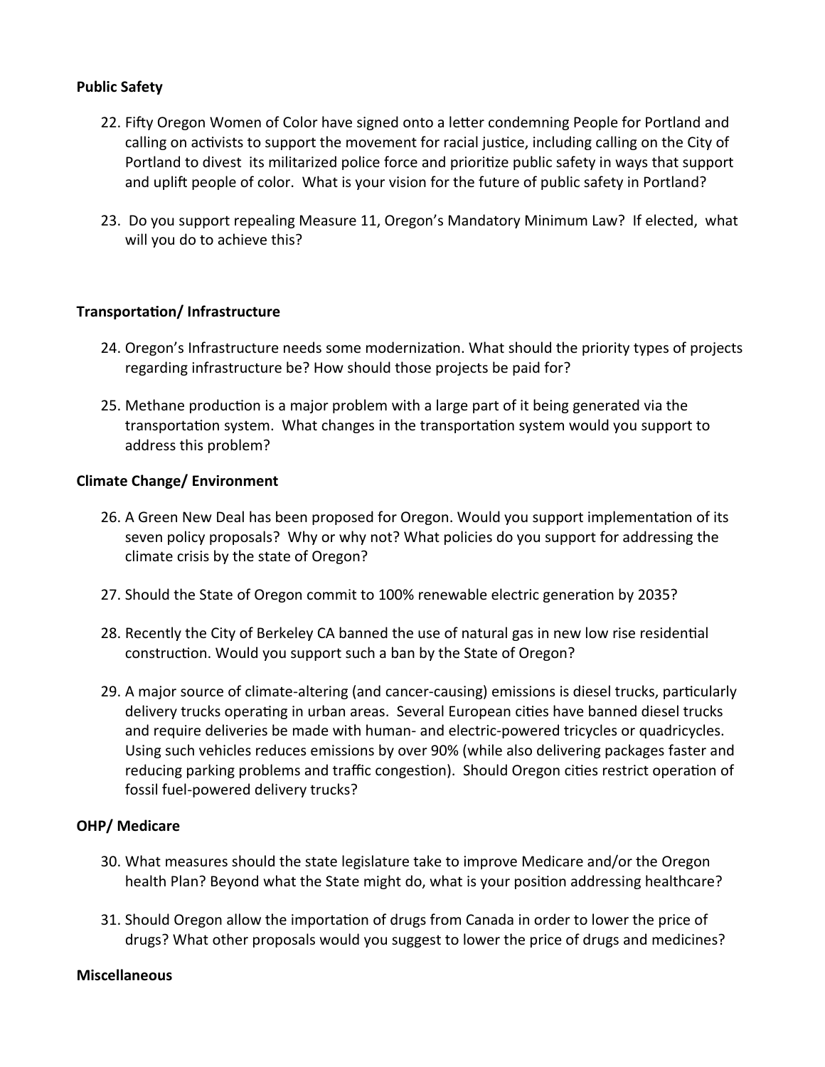**Public Safety**

22. Fifty Oregon Women of Color have signed onto a letter condemning People for Portland and calling on activists to support the movement for racial justice, including calling on the City of Portland to divest its militarized police force and prioritize public safety in ways that support and uplift people of color. What is your vision for the future of public safety in Portland?

23. Do you support repealing Measure 11, Oregon's Mandatory Minimum Law? If elected, what will you do to achieve this?

**Transportation/ Infrastructure**

24. Oregon's Infrastructure needs some modernization. What should the priority types of projects regarding infrastructure be? How should those projects be paid for?

25. Methane production is a major problem with a large part of it being generated via the transportation system. What changes in the transportation system would you support to address this problem?

**Climate Change/ Environment**

26. A Green New Deal has been proposed for Oregon. Would you support implementation of its seven policy proposals? Why or why not? What policies do you support for addressing the climate crisis by the state of Oregon?

27. Should the State of Oregon commit to 100% renewable electric generation by 2035?

28. Recently the City of Berkeley CA banned the use of natural gas in new low rise residential construction. Would you support such a ban by the State of Oregon?

29. A major source of climate-altering (and cancer-causing) emissions is diesel trucks, particularly delivery trucks operating in urban areas. Several European cities have banned diesel trucks and require deliveries be made with human- and electric-powered tricycles or quadricycles. Using such vehicles reduces emissions by over 90% (while also delivering packages faster and reducing parking problems and traffic congestion). Should Oregon cities restrict operation of fossil fuel-powered delivery trucks?

**OHP/ Medicare**

30. What measures should the state legislature take to improve Medicare and/or the Oregon health Plan? Beyond what the State might do, what is your position addressing healthcare?

31. Should Oregon allow the importation of drugs from Canada in order to lower the price of drugs? What other proposals would you suggest to lower the price of drugs and medicines?

**Miscellaneous**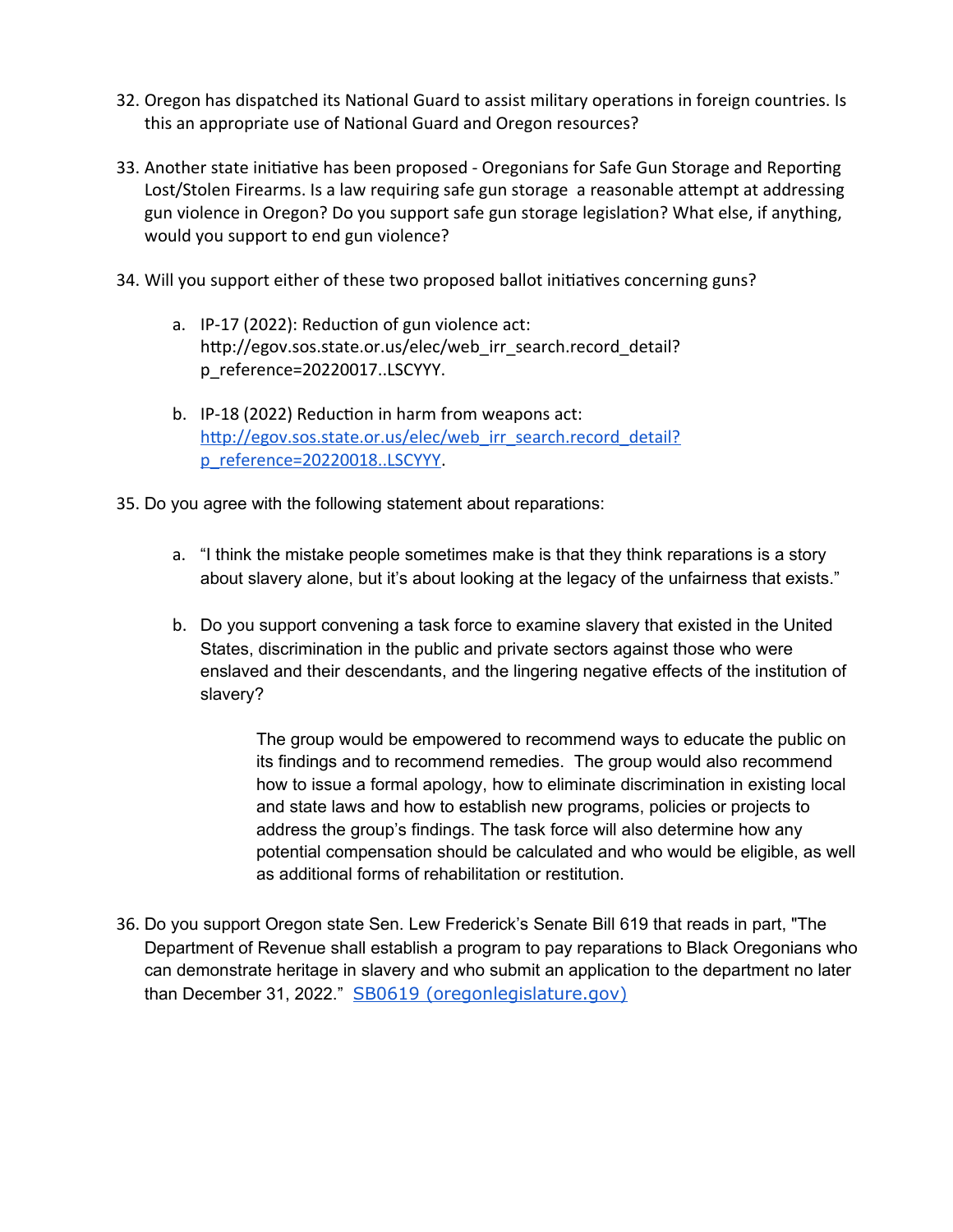32. Oregon has dispatched its National Guard to assist military operations in foreign countries. Is this an appropriate use of National Guard and Oregon resources?

33. Another state initiative has been proposed - Oregonians for Safe Gun Storage and Reporting Lost/Stolen Firearms. Is a law requiring safe gun storage  a reasonable attempt at addressing gun violence in Oregon? Do you support safe gun storage legislation? What else, if anything, would you support to end gun violence?

34. Will you support either of these two proposed ballot initiatives concerning guns?

    a. IP-17 (2022): Reduction of gun violence act: http://egov.sos.state.or.us/elec/web_irr_search.record_detail?p_reference=20220017..LSCYYY.

    b. IP-18 (2022) Reduction in harm from weapons act: [http://egov.sos.state.or.us/elec/web_irr_search.record_detail?p_reference=20220018..LSCYYY](http://egov.sos.state.or.us/elec/web_irr_search.record_detail?p_reference=20220018..LSCYYY).

35. Do you agree with the following statement about reparations:

    a. "I think the mistake people sometimes make is that they think reparations is a story about slavery alone, but it's about looking at the legacy of the unfairness that exists."

    b. Do you support convening a task force to examine slavery that existed in the United States, discrimination in the public and private sectors against those who were enslaved and their descendants, and the lingering negative effects of the institution of slavery?

        The group would be empowered to recommend ways to educate the public on its findings and to recommend remedies.  The group would also recommend how to issue a formal apology, how to eliminate discrimination in existing local and state laws and how to establish new programs, policies or projects to address the group's findings. The task force will also determine how any potential compensation should be calculated and who would be eligible, as well as additional forms of rehabilitation or restitution.

36. Do you support Oregon state Sen. Lew Frederick's Senate Bill 619 that reads in part, "The Department of Revenue shall establish a program to pay reparations to Black Oregonians who can demonstrate heritage in slavery and who submit an application to the department no later than December 31, 2022."  [SB0619 (oregonlegislature.gov)](SB0619 (oregonlegislature.gov))